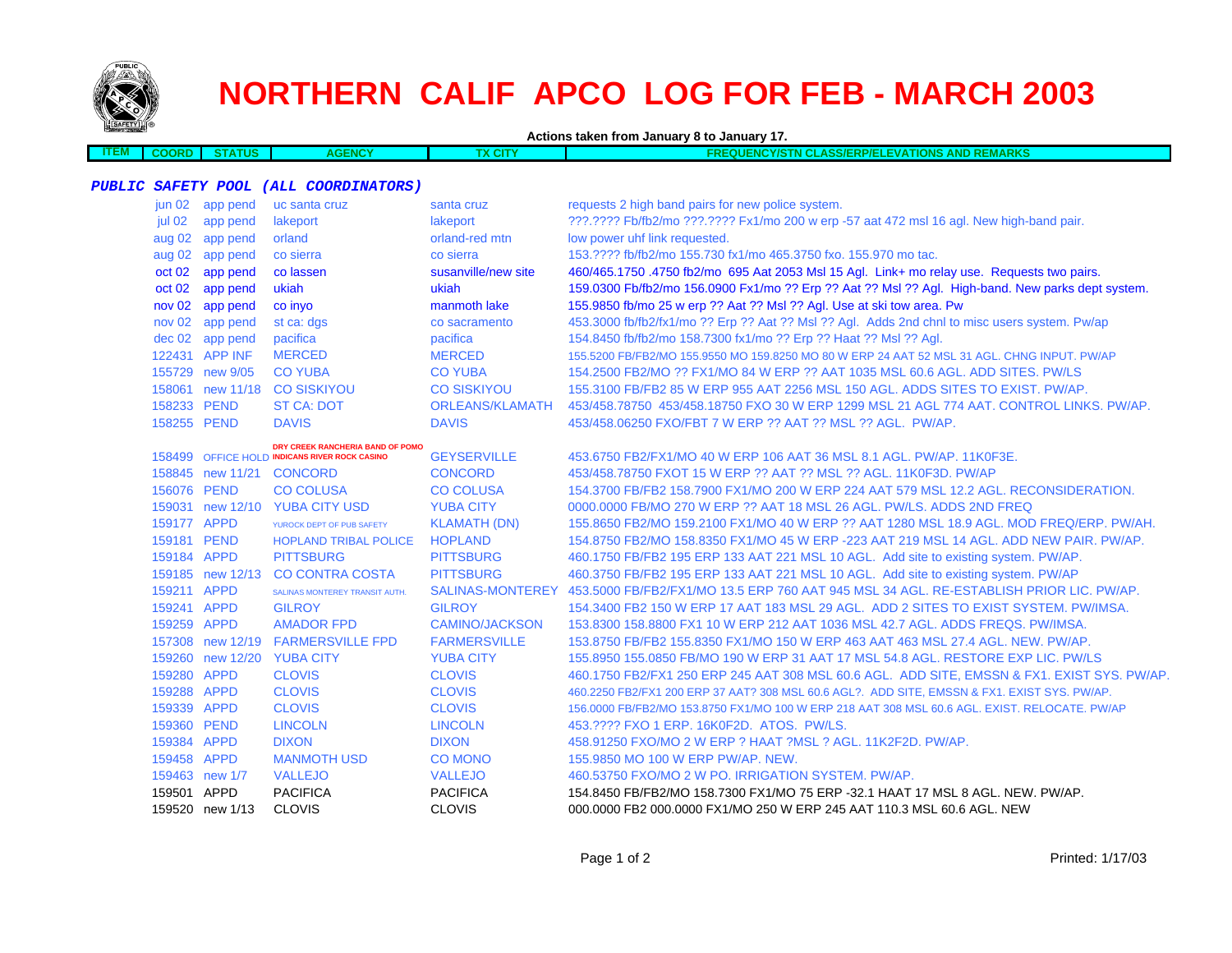# NORTHERN CALIF APCO LOG FOR FEB - MARCH 2003

**Actions taken from January 8 to January 17.**

| ITEM | COORD | STATUS | AGENCY | TX CITY | FREQUENCY/STN CLASS/ERP/ELEVATIONS AND REMARKS |
|---|---|---|---|---|---|

***PUBLIC SAFETY POOL (ALL COORDINATORS)***

| ITEM | COORD | STATUS | AGENCY | TX CITY | FREQUENCY/STN CLASS/ERP/ELEVATIONS AND REMARKS |
|---|---|---|---|---|---|
| | jun 02 | app pend | uc santa cruz | santa cruz | requests 2 high band pairs for new police system. |
| | jul 02 | app pend | lakeport | lakeport | ???.???? Fb/fb2/mo ???.???? Fx1/mo 200 w erp -57 aat 472 msl 16 agl. New high-band pair. |
| | aug 02 | app pend | orland | orland-red mtn | low power uhf link requested. |
| | aug 02 | app pend | co sierra | co sierra | 153.???? fb/fb2/mo 155.730 fx1/mo 465.3750 fxo. 155.970 mo tac. |
| | oct 02 | app pend | co lassen | susanville/new site | 460/465.1750 .4750 fb2/mo 695 Aat 2053 Msl 15 Agl. Link+ mo relay use. Requests two pairs. |
| | oct 02 | app pend | ukiah | ukiah | 159.0300 Fb/fb2/mo 156.0900 Fx1/mo ?? Erp ?? Aat ?? Msl ?? Agl. High-band. New parks dept system. |
| | nov 02 | app pend | co inyo | manmoth lake | 155.9850 fb/mo 25 w erp ?? Aat ?? Msl ?? Agl. Use at ski tow area. Pw |
| | nov 02 | app pend | st ca: dgs | co sacramento | 453.3000 fb/fb2/fx1/mo ?? Erp ?? Aat ?? Msl ?? Agl. Adds 2nd chnl to misc users system. Pw/ap |
| | dec 02 | app pend | pacifica | pacifica | 154.8450 fb/fb2/mo 158.7300 fx1/mo ?? Erp ?? Haat ?? Msl ?? Agl. |
| | 122431 | APP INF | MERCED | MERCED | 155.5200 FB/FB2/MO 155.9550 MO 159.8250 MO 80 W ERP 24 AAT 52 MSL 31 AGL. CHNG INPUT. PW/AP |
| | 155729 | new 9/05 | CO YUBA | CO YUBA | 154.2500 FB2/MO ?? FX1/MO 84 W ERP ?? AAT 1035 MSL 60.6 AGL. ADD SITES. PW/LS |
| | 158061 | new 11/18 | CO SISKIYOU | CO SISKIYOU | 155.3100 FB/FB2 85 W ERP 955 AAT 2256 MSL 150 AGL. ADDS SITES TO EXIST. PW/AP. |
| | 158233 | PEND | ST CA: DOT | ORLEANS/KLAMATH | 453/458.78750 453/458.18750 FXO 30 W ERP 1299 MSL 21 AGL 774 AAT. CONTROL LINKS. PW/AP. |
| | 158255 | PEND | DAVIS | DAVIS | 453/458.06250 FXO/FBT 7 W ERP ?? AAT ?? MSL ?? AGL. PW/AP. |
| | 158499 | OFFICE HOLD | DRY CREEK RANCHERIA BAND OF POMO INDICANS RIVER ROCK CASINO | GEYSERVILLE | 453.6750 FB2/FX1/MO 40 W ERP 106 AAT 36 MSL 8.1 AGL. PW/AP. 11K0F3E. |
| | 158845 | new 11/21 | CONCORD | CONCORD | 453/458.78750 FXOT 15 W ERP ?? AAT ?? MSL ?? AGL. 11K0F3D. PW/AP |
| | 156076 | PEND | CO COLUSA | CO COLUSA | 154.3700 FB/FB2 158.7900 FX1/MO 200 W ERP 224 AAT 579 MSL 12.2 AGL. RECONSIDERATION. |
| | 159031 | new 12/10 | YUBA CITY USD | YUBA CITY | 0000.0000 FB/MO 270 W ERP ?? AAT 18 MSL 26 AGL. PW/LS. ADDS 2ND FREQ |
| | 159177 | APPD | YUROCK DEPT OF PUB SAFETY | KLAMATH (DN) | 155.8650 FB2/MO 159.2100 FX1/MO 40 W ERP ?? AAT 1280 MSL 18.9 AGL. MOD FREQ/ERP. PW/AH. |
| | 159181 | PEND | HOPLAND TRIBAL POLICE | HOPLAND | 154.8750 FB2/MO 158.8350 FX1/MO 45 W ERP -223 AAT 219 MSL 14 AGL. ADD NEW PAIR. PW/AP. |
| | 159184 | APPD | PITTSBURG | PITTSBURG | 460.1750 FB/FB2 195 ERP 133 AAT 221 MSL 10 AGL. Add site to existing system. PW/AP. |
| | 159185 | new 12/13 | CO CONTRA COSTA | PITTSBURG | 460.3750 FB/FB2 195 ERP 133 AAT 221 MSL 10 AGL. Add site to existing system. PW/AP |
| | 159211 | APPD | SALINAS MONTEREY TRANSIT AUTH. | SALINAS-MONTEREY | 453.5000 FB/FB2/FX1/MO 13.5 ERP 760 AAT 945 MSL 34 AGL. RE-ESTABLISH PRIOR LIC. PW/AP. |
| | 159241 | APPD | GILROY | GILROY | 154.3400 FB2 150 W ERP 17 AAT 183 MSL 29 AGL. ADD 2 SITES TO EXIST SYSTEM. PW/IMSA. |
| | 159259 | APPD | AMADOR FPD | CAMINO/JACKSON | 153.8300 158.8800 FX1 10 W ERP 212 AAT 1036 MSL 42.7 AGL. ADDS FREQS. PW/IMSA. |
| | 157308 | new 12/19 | FARMERSVILLE FPD | FARMERSVILLE | 153.8750 FB/FB2 155.8350 FX1/MO 150 W ERP 463 AAT 463 MSL 27.4 AGL. NEW. PW/AP. |
| | 159260 | new 12/20 | YUBA CITY | YUBA CITY | 155.8950 155.0850 FB/MO 190 W ERP 31 AAT 17 MSL 54.8 AGL. RESTORE EXP LIC. PW/LS |
| | 159280 | APPD | CLOVIS | CLOVIS | 460.1750 FB2/FX1 250 ERP 245 AAT 308 MSL 60.6 AGL. ADD SITE, EMSSN & FX1. EXIST SYS. PW/AP. |
| | 159288 | APPD | CLOVIS | CLOVIS | 460.2250 FB2/FX1 200 ERP 37 AAT? 308 MSL 60.6 AGL?. ADD SITE, EMSSN & FX1. EXIST SYS. PW/AP. |
| | 159339 | APPD | CLOVIS | CLOVIS | 156.0000 FB/FB2/MO 153.8750 FX1/MO 100 W ERP 218 AAT 308 MSL 60.6 AGL. EXIST. RELOCATE. PW/AP |
| | 159360 | PEND | LINCOLN | LINCOLN | 453.???? FXO 1 ERP. 16K0F2D. ATOS. PW/LS. |
| | 159384 | APPD | DIXON | DIXON | 458.91250 FXO/MO 2 W ERP ? HAAT ?MSL ? AGL. 11K2F2D. PW/AP. |
| | 159458 | APPD | MANMOTH USD | CO MONO | 155.9850 MO 100 W ERP PW/AP. NEW. |
| | 159463 | new 1/7 | VALLEJO | VALLEJO | 460.53750 FXO/MO 2 W PO. IRRIGATION SYSTEM. PW/AP. |
| | 159501 | APPD | PACIFICA | PACIFICA | 154.8450 FB/FB2/MO 158.7300 FX1/MO 75 ERP -32.1 HAAT 17 MSL 8 AGL. NEW. PW/AP. |
| | 159520 | new 1/13 | CLOVIS | CLOVIS | 000.0000 FB2 000.0000 FX1/MO 250 W ERP 245 AAT 110.3 MSL 60.6 AGL. NEW |

Printed: 1/17/03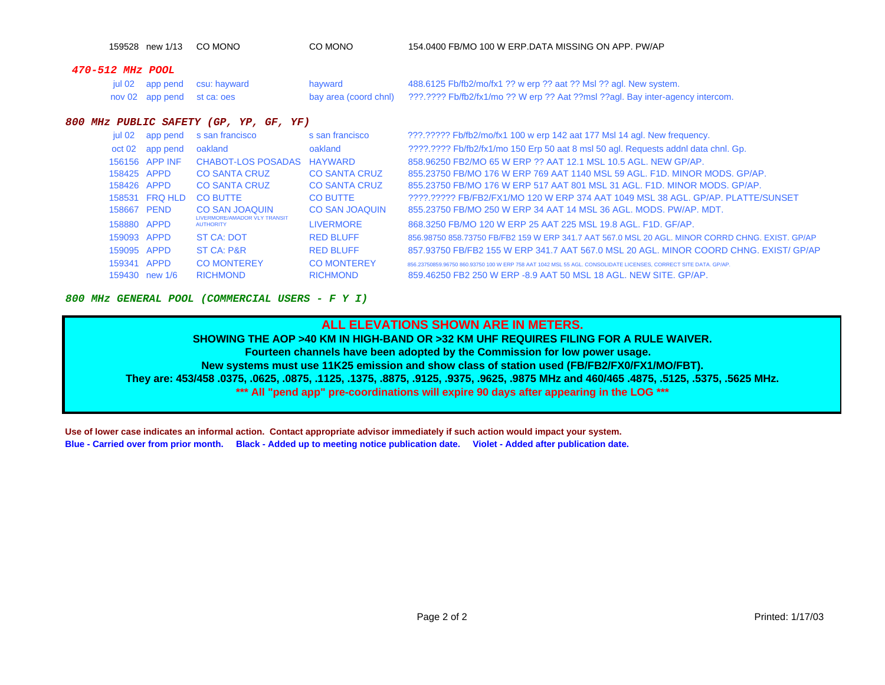| | | | | |
|---|---|---|---|---|
| 159528 | new 1/13 | CO MONO | CO MONO | 154.0400 FB/MO 100 W ERP.DATA MISSING ON APP. PW/AP |

### *470-512 MHz POOL*

| | | | | |
|---|---|---|---|---|
| jul 02 | app pend | csu: hayward | hayward | 488.6125 Fb/fb2/mo/fx1 ?? w erp ?? aat ?? Msl ?? agl. New system. |
| nov 02 | app pend | st ca: oes | bay area (coord chnl) | ???.???? Fb/fb2/fx1/mo ?? W erp ?? Aat ??msl ??agl. Bay inter-agency intercom. |

### *800 MHz PUBLIC SAFETY (GP, YP, GF, YF)*

| | | | | |
|---|---|---|---|---|
| jul 02 | app pend | s san francisco | s san francisco | ???.????? Fb/fb2/mo/fx1 100 w erp 142 aat 177 Msl 14 agl. New frequency. |
| oct 02 | app pend | oakland | oakland | ????.???? Fb/fb/fx1/mo 150 Erp 50 aat 8 msl 50 agl. Requests addnl data chnl. Gp. |
| 156156 | APP INF | CHABOT-LOS POSADAS | HAYWARD | 858.96250 FB2/MO 65 W ERP ?? AAT 12.1 MSL 10.5 AGL. NEW GP/AP. |
| 158425 | APPD | CO SANTA CRUZ | CO SANTA CRUZ | 855.23750 FB/MO 176 W ERP 769 AAT 1140 MSL 59 AGL. F1D. MINOR MODS. GP/AP. |
| 158426 | APPD | CO SANTA CRUZ | CO SANTA CRUZ | 855.23750 FB/MO 176 W ERP 517 AAT 801 MSL 31 AGL. F1D. MINOR MODS. GP/AP. |
| 158531 | FRQ HLD | CO BUTTE | CO BUTTE | ????.????? FB/FB2/FX1/MO 120 W ERP 374 AAT 1049 MSL 38 AGL. GP/AP. PLATTE/SUNSET |
| 158667 | PEND | CO SAN JOAQUIN | CO SAN JOAQUIN | 855.23750 FB/MO 250 W ERP 34 AAT 14 MSL 36 AGL. MODS. PW/AP. MDT. |
| 158880 | APPD | LIVERMORE/AMADOR VLY TRANSIT AUTHORITY | LIVERMORE | 868.3250 FB/MO 120 W ERP 25 AAT 225 MSL 19.8 AGL. F1D. GF/AP. |
| 159093 | APPD | ST CA: DOT | RED BLUFF | 856.98750 858.73750 FB/FB2 159 W ERP 341.7 AAT 567.0 MSL 20 AGL. MINOR CORRD CHNG. EXIST. GP/AP |
| 159095 | APPD | ST CA: P&R | RED BLUFF | 857.93750 FB/FB2 155 W ERP 341.7 AAT 567.0 MSL 20 AGL. MINOR COORD CHNG. EXIST/ GP/AP |
| 159341 | APPD | CO MONTEREY | CO MONTEREY | 856.23750859.96750 860.93750 100 W ERP 758 AAT 1042 MSL 55 AGL. CONSOLIDATE LICENSES, CORRECT SITE DATA. GP/AP. |
| 159430 | new 1/6 | RICHMOND | RICHMOND | 859.46250 FB2 250 W ERP -8.9 AAT 50 MSL 18 AGL. NEW SITE. GP/AP. |

### *800 MHz GENERAL POOL (COMMERCIAL USERS - F Y I)*

**ALL ELEVATIONS SHOWN ARE IN METERS.**

**SHOWING THE AOP >40 KM IN HIGH-BAND OR >32 KM UHF REQUIRES FILING FOR A RULE WAIVER.**

**Fourteen channels have been adopted by the Commission for low power usage.**

**New systems must use 11K25 emission and show class of station used (FB/FB2/FX0/FX1/MO/FBT).**

**They are: 453/458 .0375, .0625, .0875, .1125, .1375, .8875, .9125, .9375, .9625, .9875 MHz and 460/465 .4875, .5125, .5375, .5625 MHz.**

**\*\*\* All "pend app" pre-coordinations will expire 90 days after appearing in the LOG \*\*\***

**Use of lower case indicates an informal action. Contact appropriate advisor immediately if such action would impact your system.**

**Blue - Carried over from prior month. Black - Added up to meeting notice publication date. Violet - Added after publication date.**

Printed: 1/17/03